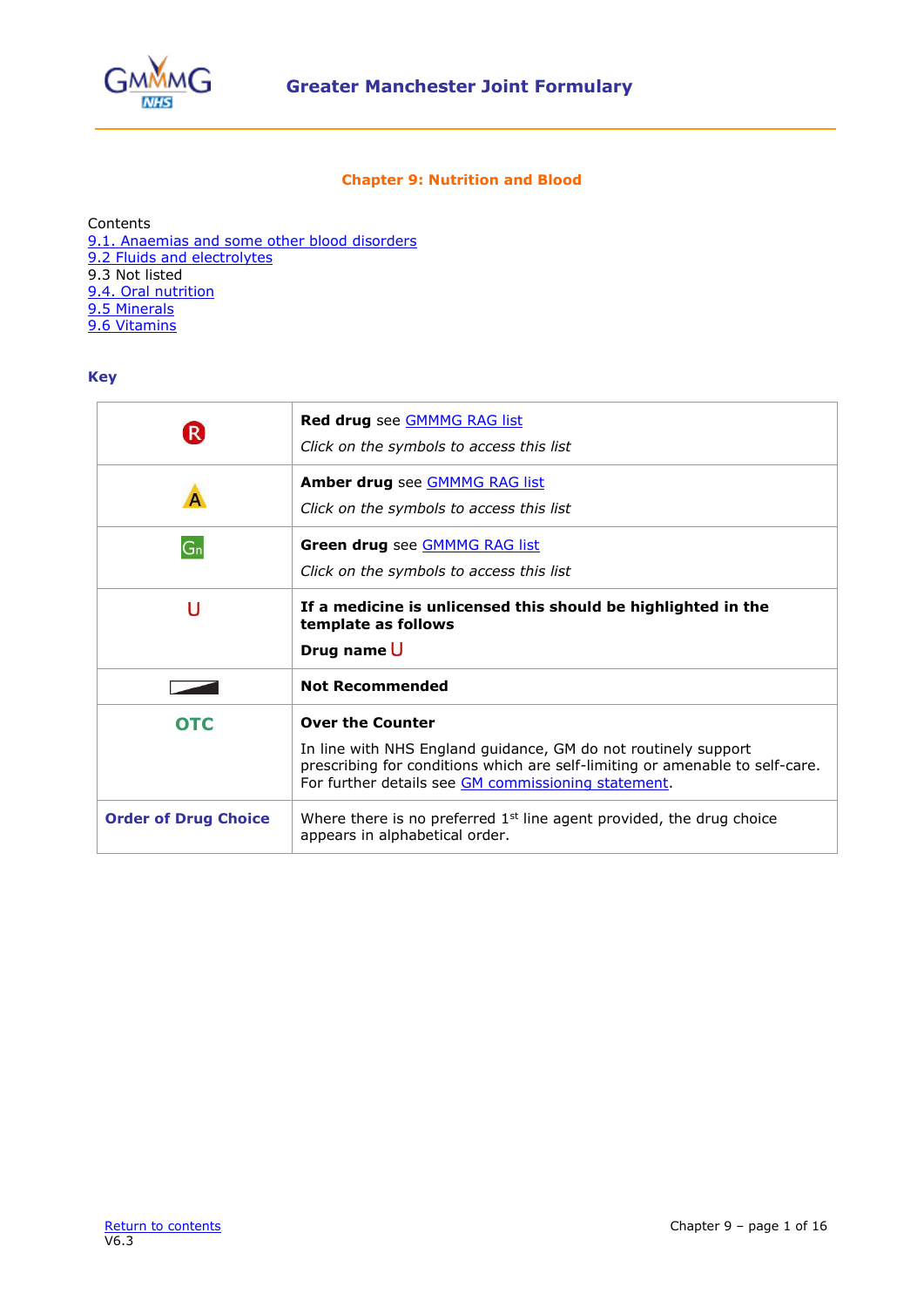# Greater Manchester Joint Formulary

## Chapter 9: Nutrition and Blood

Contents
9.1. Anaemias and some other blood disorders
9.2 Fluids and electrolytes
9.3 Not listed
9.4. Oral nutrition
9.5 Minerals
9.6 Vitamins

### Key

| | |
|---|---|
| R | **Red drug** see GMMMG RAG list<br>*Click on the symbols to access this list* |
| A | **Amber drug** see GMMMG RAG list<br>*Click on the symbols to access this list* |
| Gn | **Green drug** see GMMMG RAG list<br>*Click on the symbols to access this list* |
| U | **If a medicine is unlicensed this should be highlighted in the template as follows**<br>**Drug name** U |
| | **Not Recommended** |
| OTC | **Over the Counter**<br>In line with NHS England guidance, GM do not routinely support prescribing for conditions which are self-limiting or amenable to self-care. For further details see GM commissioning statement. |
| **Order of Drug Choice** | Where there is no preferred 1st line agent provided, the drug choice appears in alphabetical order. |

Return to contents
V6.3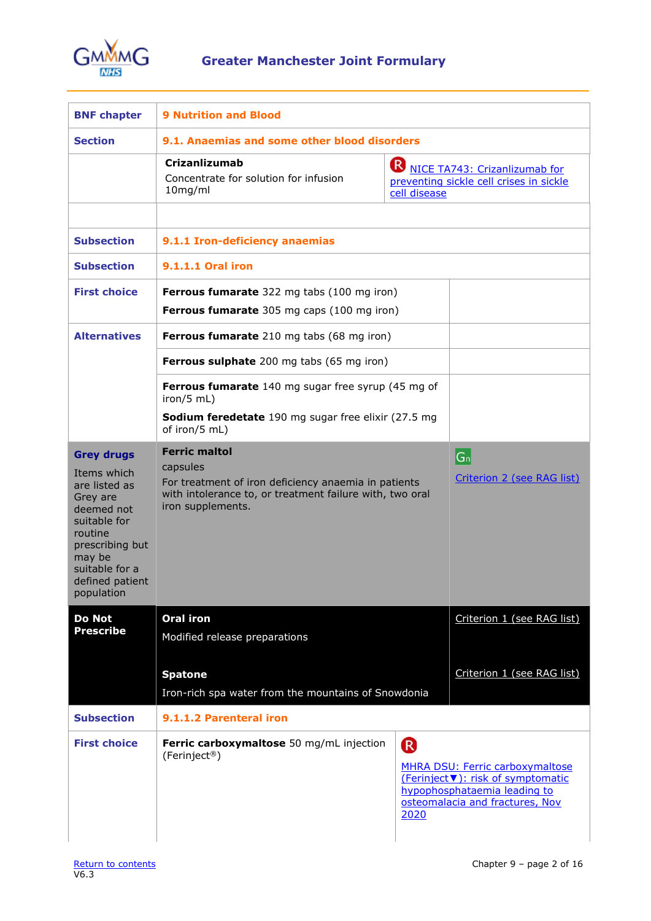| BNF chapter | 9 Nutrition and Blood | |
|---|---|---|
| Section | 9.1. Anaemias and some other blood disorders | |
| | **Crizanlizumab**<br>Concentrate for solution for infusion 10mg/ml | R NICE TA743: Crizanlizumab for preventing sickle cell crises in sickle cell disease |
| | | |
| Subsection | 9.1.1 Iron-deficiency anaemias | |
| Subsection | 9.1.1.1 Oral iron | |
| First choice | **Ferrous fumarate** 322 mg tabs (100 mg iron)<br>**Ferrous fumarate** 305 mg caps (100 mg iron) | |
| Alternatives | **Ferrous fumarate** 210 mg tabs (68 mg iron) | |
| | **Ferrous sulphate** 200 mg tabs (65 mg iron) | |
| | **Ferrous fumarate** 140 mg sugar free syrup (45 mg of iron/5 mL)<br>**Sodium feredetate** 190 mg sugar free elixir (27.5 mg of iron/5 mL) | |
| **Grey drugs**<br>Items which are listed as Grey are deemed not suitable for routine prescribing but may be suitable for a defined patient population | **Ferric maltol**<br>capsules<br>For treatment of iron deficiency anaemia in patients with intolerance to, or treatment failure with, two oral iron supplements. | Gn<br>Criterion 2 (see RAG list) |
| **Do Not Prescribe** | **Oral iron**<br>Modified release preparations | Criterion 1 (see RAG list) |
| | **Spatone**<br>Iron-rich spa water from the mountains of Snowdonia | Criterion 1 (see RAG list) |
| Subsection | 9.1.1.2 Parenteral iron | |
| First choice | **Ferric carboxymaltose** 50 mg/mL injection (Ferinject®) | R<br>MHRA DSU: Ferric carboxymaltose (Ferinject▼): risk of symptomatic hypophosphataemia leading to osteomalacia and fractures, Nov 2020 |

Return to contents
V6.3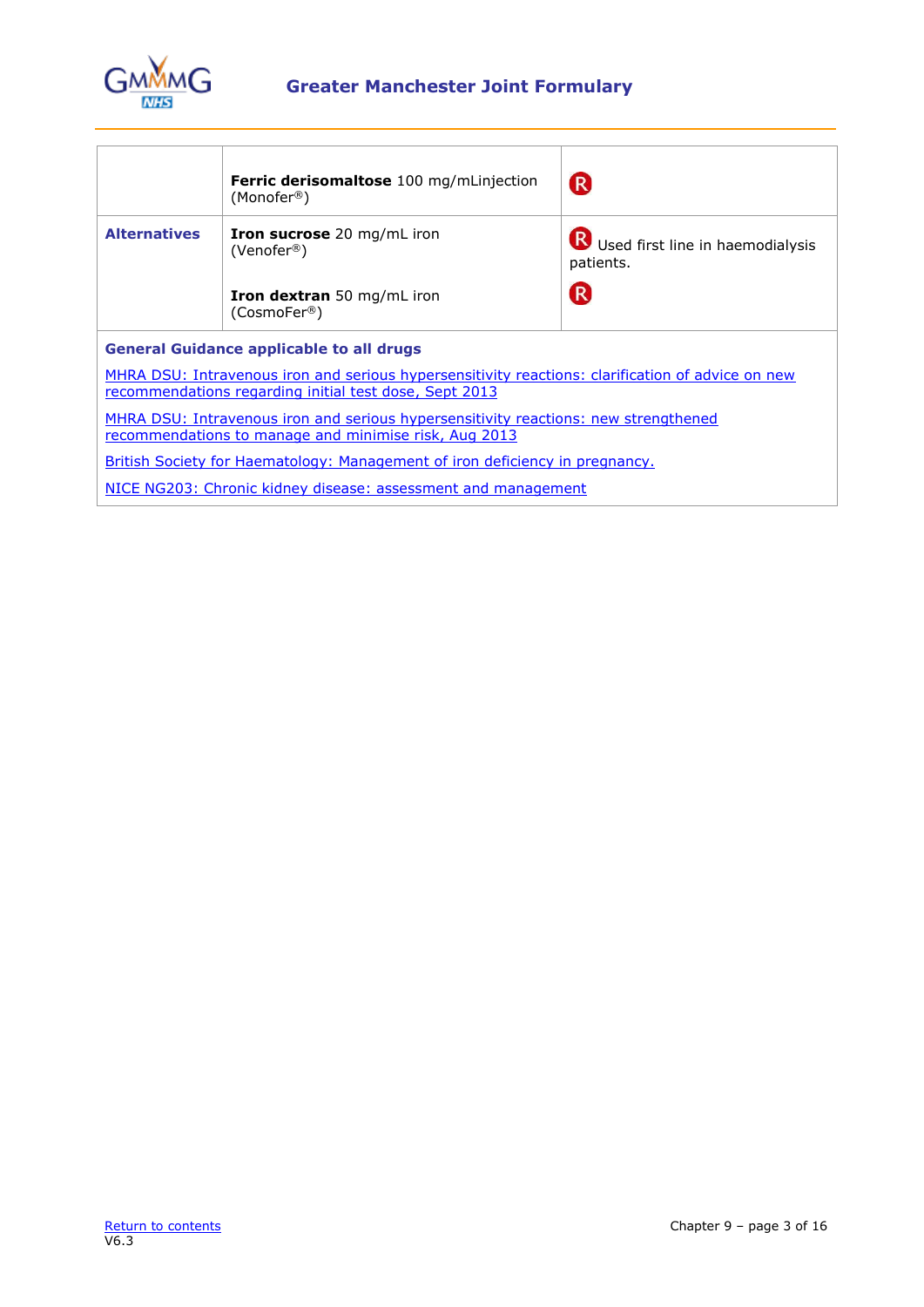| | | |
|---|---|---|
| | **Ferric derisomaltose** 100 mg/mLinjection (Monofer®) | R |
| **Alternatives** | **Iron sucrose** 20 mg/mL iron (Venofer®) | R Used first line in haemodialysis patients. |
| | **Iron dextran** 50 mg/mL iron (CosmoFer®) | R |

**General Guidance applicable to all drugs**

MHRA DSU: Intravenous iron and serious hypersensitivity reactions: clarification of advice on new recommendations regarding initial test dose, Sept 2013

MHRA DSU: Intravenous iron and serious hypersensitivity reactions: new strengthened recommendations to manage and minimise risk, Aug 2013

British Society for Haematology: Management of iron deficiency in pregnancy.

NICE NG203: Chronic kidney disease: assessment and management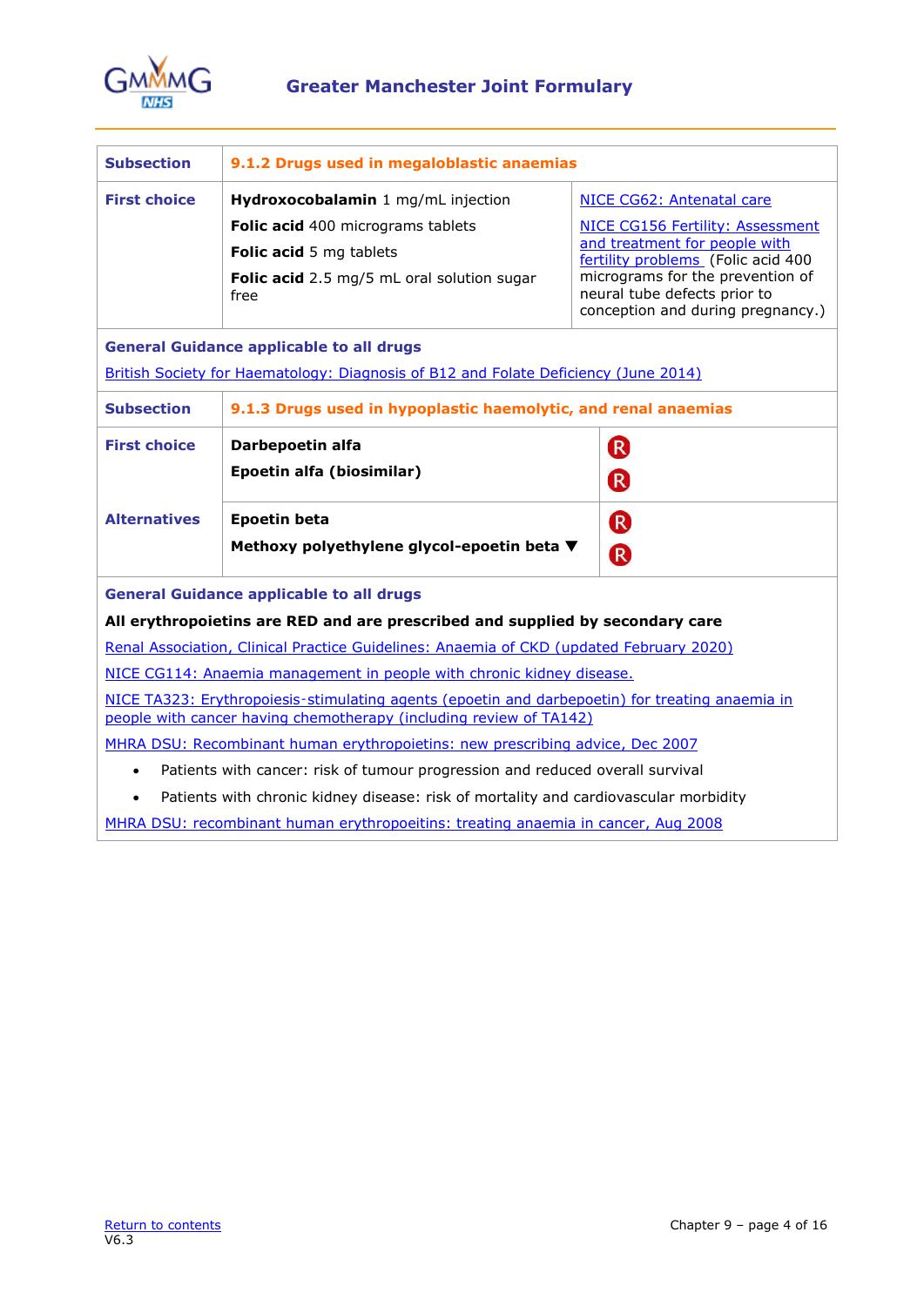| Subsection | 9.1.2 Drugs used in megaloblastic anaemias | |
|---|---|---|
| First choice | **Hydroxocobalamin** 1 mg/mL injection<br>**Folic acid** 400 micrograms tablets<br>**Folic acid** 5 mg tablets<br>**Folic acid** 2.5 mg/5 mL oral solution sugar free | NICE CG62: Antenatal care<br>NICE CG156 Fertility: Assessment and treatment for people with fertility problems (Folic acid 400 micrograms for the prevention of neural tube defects prior to conception and during pregnancy.) |

**General Guidance applicable to all drugs**

British Society for Haematology: Diagnosis of B12 and Folate Deficiency (June 2014)

| Subsection | 9.1.3 Drugs used in hypoplastic haemolytic, and renal anaemias | |
|---|---|---|
| First choice | **Darbepoetin alfa**<br>**Epoetin alfa (biosimilar)** | R<br>R |
| Alternatives | **Epoetin beta**<br>**Methoxy polyethylene glycol-epoetin beta ▼** | R<br>R |

**General Guidance applicable to all drugs**

**All erythropoietins are RED and are prescribed and supplied by secondary care**

Renal Association, Clinical Practice Guidelines: Anaemia of CKD (updated February 2020)

NICE CG114: Anaemia management in people with chronic kidney disease.

NICE TA323: Erythropoiesis-stimulating agents (epoetin and darbepoetin) for treating anaemia in people with cancer having chemotherapy (including review of TA142)

MHRA DSU: Recombinant human erythropoietins: new prescribing advice, Dec 2007

- Patients with cancer: risk of tumour progression and reduced overall survival
- Patients with chronic kidney disease: risk of mortality and cardiovascular morbidity

MHRA DSU: recombinant human erythropoeitins: treating anaemia in cancer, Aug 2008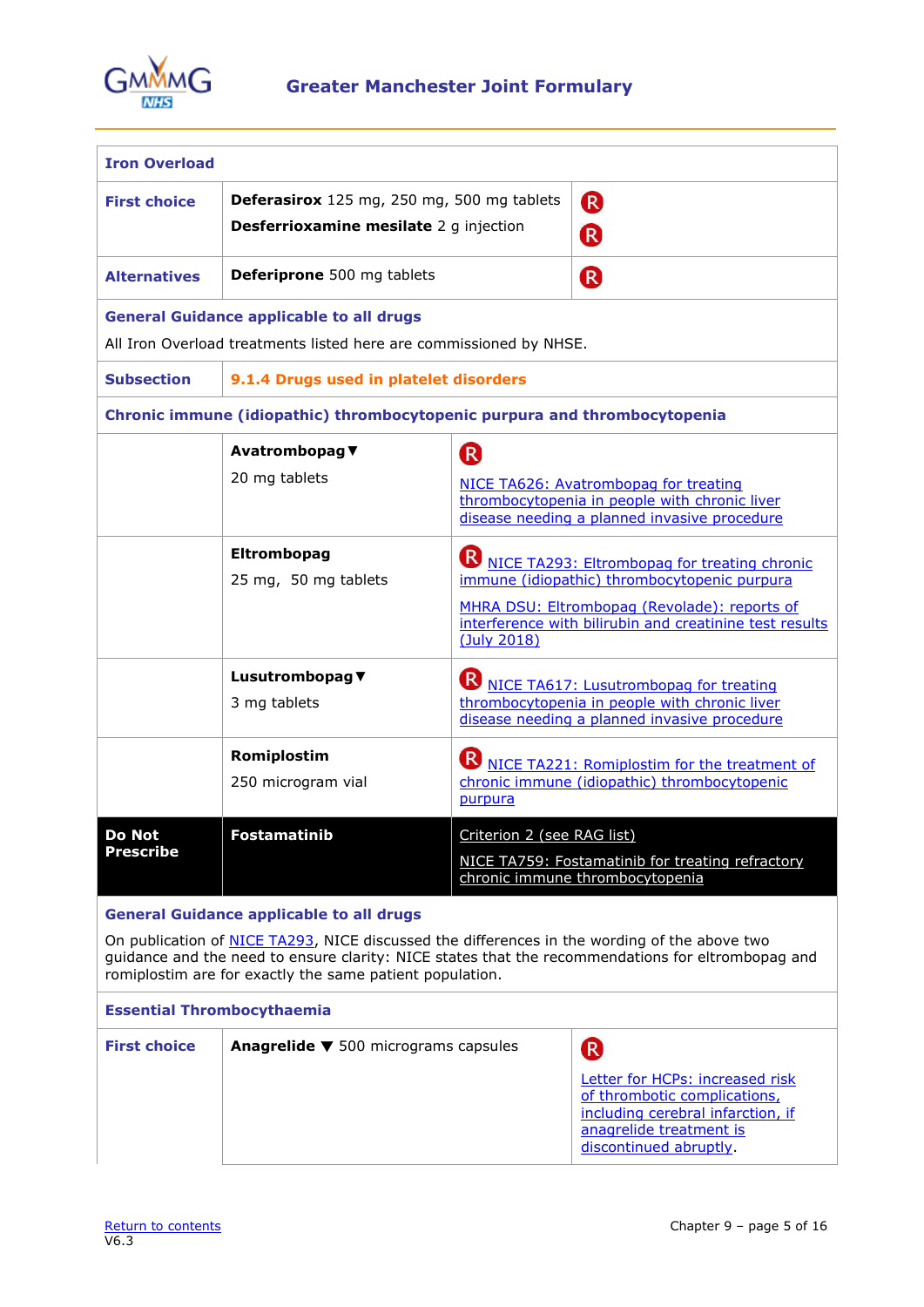| Iron Overload | | |
|---|---|---|
| **First choice** | **Deferasirox** 125 mg, 250 mg, 500 mg tablets<br>**Desferrioxamine mesilate** 2 g injection | R<br>R |
| **Alternatives** | **Deferiprone** 500 mg tablets | R |
| **General Guidance applicable to all drugs**<br>All Iron Overload treatments listed here are commissioned by NHSE. | | |
| **Subsection** | **9.1.4 Drugs used in platelet disorders** | |

| Chronic immune (idiopathic) thrombocytopenic purpura and thrombocytopenia | | |
|---|---|---|
| | **Avatrombopag▼**<br>20 mg tablets | R<br>NICE TA626: Avatrombopag for treating thrombocytopenia in people with chronic liver disease needing a planned invasive procedure |
| | **Eltrombopag**<br>25 mg, 50 mg tablets | R NICE TA293: Eltrombopag for treating chronic immune (idiopathic) thrombocytopenic purpura<br>MHRA DSU: Eltrombopag (Revolade): reports of interference with bilirubin and creatinine test results (July 2018) |
| | **Lusutrombopag▼**<br>3 mg tablets | R NICE TA617: Lusutrombopag for treating thrombocytopenia in people with chronic liver disease needing a planned invasive procedure |
| | **Romiplostim**<br>250 microgram vial | R NICE TA221: Romiplostim for the treatment of chronic immune (idiopathic) thrombocytopenic purpura |
| **Do Not Prescribe** | **Fostamatinib** | Criterion 2 (see RAG list)<br>NICE TA759: Fostamatinib for treating refractory chronic immune thrombocytopenia |
| **General Guidance applicable to all drugs**<br>On publication of NICE TA293, NICE discussed the differences in the wording of the above two guidance and the need to ensure clarity: NICE states that the recommendations for eltrombopag and romiplostim are for exactly the same patient population. | | |

| Essential Thrombocythaemia | | |
|---|---|---|
| **First choice** | **Anagrelide ▼** 500 micrograms capsules | R<br>Letter for HCPs: increased risk of thrombotic complications, including cerebral infarction, if anagrelide treatment is discontinued abruptly. |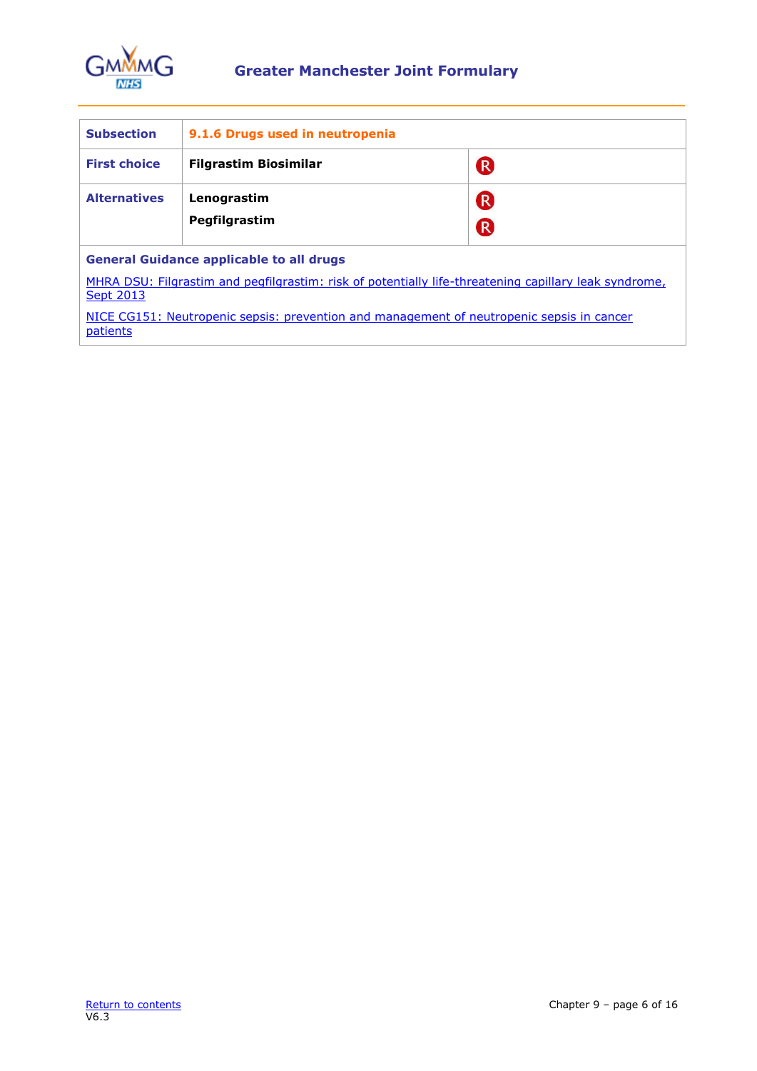| Subsection | 9.1.6 Drugs used in neutropenia | |
|---|---|---|
| **First choice** | **Filgrastim Biosimilar** | R |
| **Alternatives** | **Lenograstim**<br>**Pegfilgrastim** | R<br>R |

**General Guidance applicable to all drugs**

MHRA DSU: Filgrastim and pegfilgrastim: risk of potentially life-threatening capillary leak syndrome, Sept 2013

NICE CG151: Neutropenic sepsis: prevention and management of neutropenic sepsis in cancer patients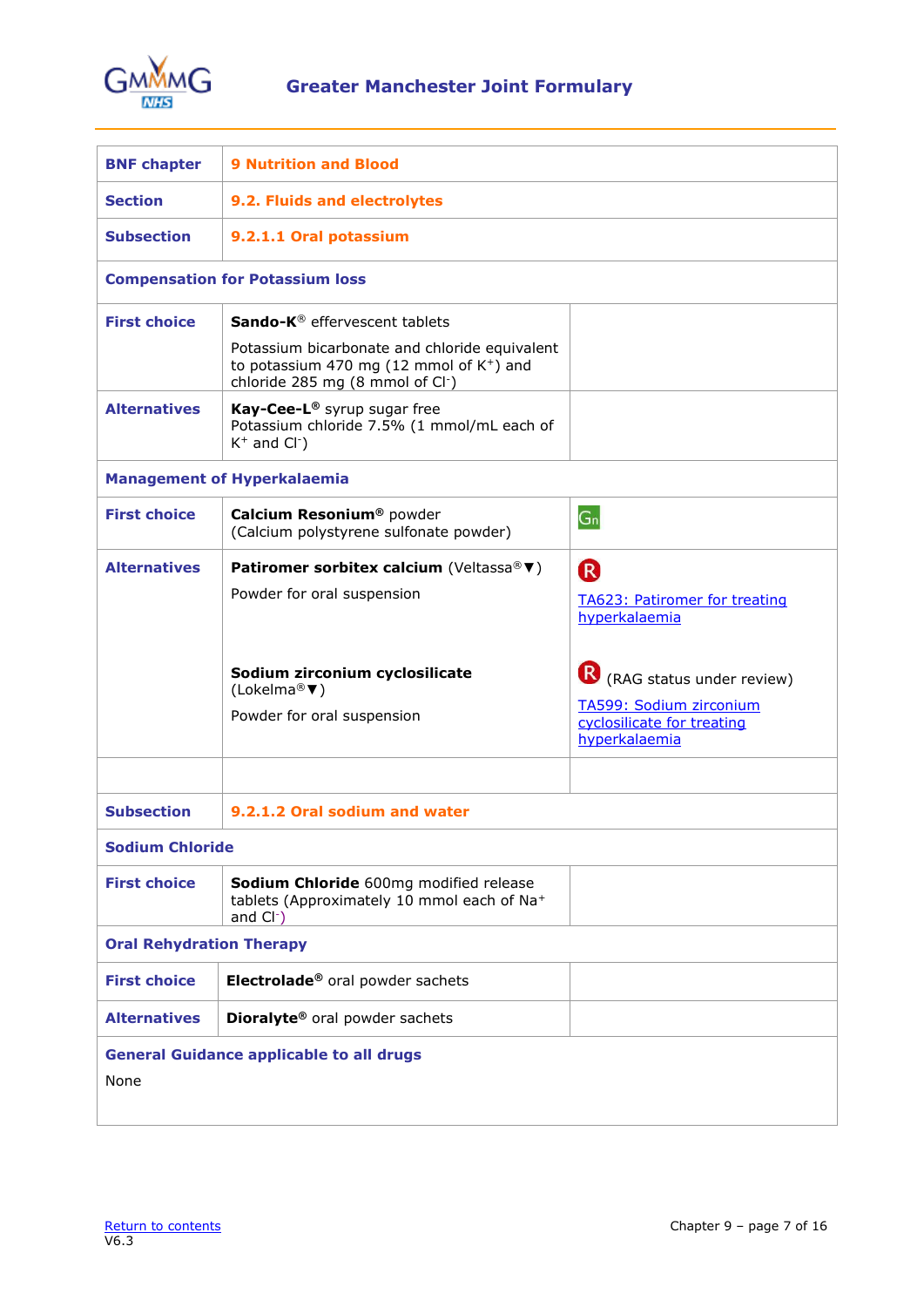| BNF chapter | 9 Nutrition and Blood | |
|---|---|---|
| Section | 9.2. Fluids and electrolytes | |
| Subsection | 9.2.1.1 Oral potassium | |
| **Compensation for Potassium loss** | | |
| First choice | **Sando-K®** effervescent tablets<br><br>Potassium bicarbonate and chloride equivalent to potassium 470 mg (12 mmol of $K^+$) and chloride 285 mg (8 mmol of $Cl^-$) | |
| Alternatives | **Kay-Cee-L®** syrup sugar free<br>Potassium chloride 7.5% (1 mmol/mL each of $K^+$ and $Cl^-$) | |
| **Management of Hyperkalaemia** | | |
| First choice | **Calcium Resonium®** powder<br>(Calcium polystyrene sulfonate powder) | Gn |
| Alternatives | **Patiromer sorbitex calcium** (Veltassa®▼)<br><br>Powder for oral suspension<br><br>**Sodium zirconium cyclosilicate** (Lokelma®▼)<br><br>Powder for oral suspension | R<br><br>TA623: Patiromer for treating hyperkalaemia<br><br>R (RAG status under review)<br><br>TA599: Sodium zirconium cyclosilicate for treating hyperkalaemia |
| | | |
| Subsection | 9.2.1.2 Oral sodium and water | |
| **Sodium Chloride** | | |
| First choice | **Sodium Chloride** 600mg modified release tablets (Approximately 10 mmol each of $Na^+$ and $Cl^-$) | |
| **Oral Rehydration Therapy** | | |
| First choice | **Electrolade®** oral powder sachets | |
| Alternatives | **Dioralyte®** oral powder sachets | |
| **General Guidance applicable to all drugs**<br>None | | |

Return to contents
V6.3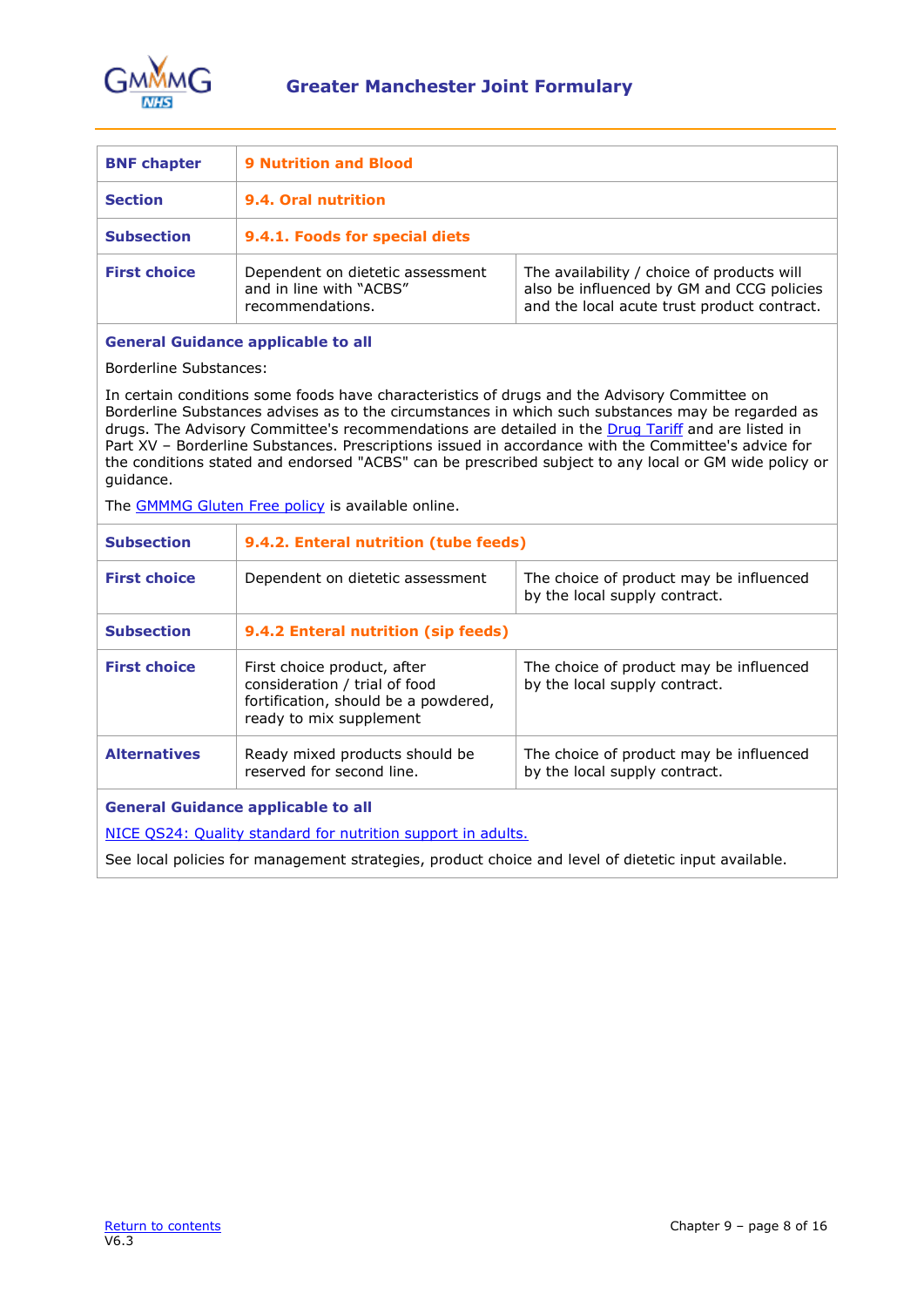# Greater Manchester Joint Formulary

| BNF chapter | 9 Nutrition and Blood | |
|---|---|---|
| **Section** | **9.4. Oral nutrition** | |
| **Subsection** | **9.4.1. Foods for special diets** | |
| **First choice** | Dependent on dietetic assessment and in line with "ACBS" recommendations. | The availability / choice of products will also be influenced by GM and CCG policies and the local acute trust product contract. |
| **General Guidance applicable to all** | | |
| Borderline Substances:<br><br>In certain conditions some foods have characteristics of drugs and the Advisory Committee on Borderline Substances advises as to the circumstances in which such substances may be regarded as drugs. The Advisory Committee's recommendations are detailed in the Drug Tariff and are listed in Part XV – Borderline Substances. Prescriptions issued in accordance with the Committee's advice for the conditions stated and endorsed "ACBS" can be prescribed subject to any local or GM wide policy or guidance.<br><br>The GMMMG Gluten Free policy is available online. | | |
| **Subsection** | **9.4.2. Enteral nutrition (tube feeds)** | |
| **First choice** | Dependent on dietetic assessment | The choice of product may be influenced by the local supply contract. |
| **Subsection** | **9.4.2 Enteral nutrition (sip feeds)** | |
| **First choice** | First choice product, after consideration / trial of food fortification, should be a powdered, ready to mix supplement | The choice of product may be influenced by the local supply contract. |
| **Alternatives** | Ready mixed products should be reserved for second line. | The choice of product may be influenced by the local supply contract. |
| **General Guidance applicable to all** | | |
| NICE QS24: Quality standard for nutrition support in adults.<br><br>See local policies for management strategies, product choice and level of dietetic input available. | | |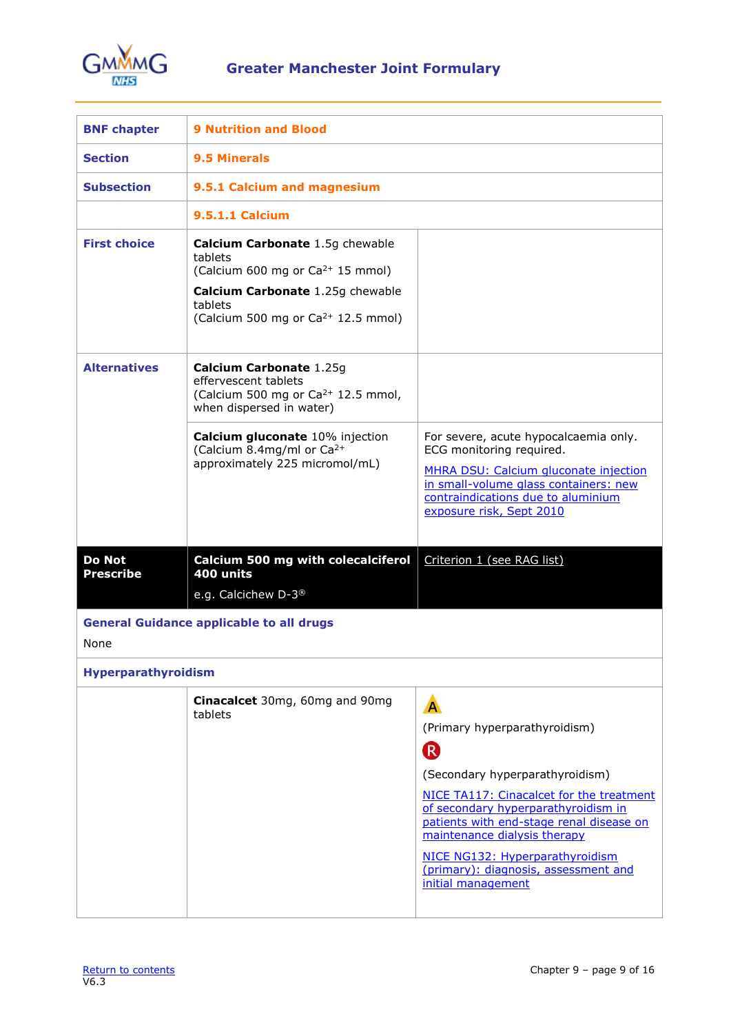| BNF chapter | 9 Nutrition and Blood | |
|---|---|---|
| Section | 9.5 Minerals | |
| Subsection | 9.5.1 Calcium and magnesium | |
| | 9.5.1.1 Calcium | |
| First choice | **Calcium Carbonate** 1.5g chewable tablets (Calcium 600 mg or $Ca^{2+}$ 15 mmol)<br>**Calcium Carbonate** 1.25g chewable tablets (Calcium 500 mg or $Ca^{2+}$ 12.5 mmol) | |
| Alternatives | **Calcium Carbonate** 1.25g effervescent tablets (Calcium 500 mg or $Ca^{2+}$ 12.5 mmol, when dispersed in water) | |
| | **Calcium gluconate** 10% injection (Calcium 8.4mg/ml or $Ca^{2+}$ approximately 225 micromol/mL) | For severe, acute hypocalcaemia only. ECG monitoring required.<br>MHRA DSU: Calcium gluconate injection in small-volume glass containers: new contraindications due to aluminium exposure risk, Sept 2010 |
| **Do Not Prescribe** | **Calcium 500 mg with colecalciferol 400 units**<br>e.g. Calcichew D-3® | Criterion 1 (see RAG list) |
| **General Guidance applicable to all drugs** | | |
| None | | |
| **Hyperparathyroidism** | | |
| | **Cinacalcet** 30mg, 60mg and 90mg tablets | A<br>(Primary hyperparathyroidism)<br>R<br>(Secondary hyperparathyroidism)<br>NICE TA117: Cinacalcet for the treatment of secondary hyperparathyroidism in patients with end-stage renal disease on maintenance dialysis therapy<br>NICE NG132: Hyperparathyroidism (primary): diagnosis, assessment and initial management |

V6.3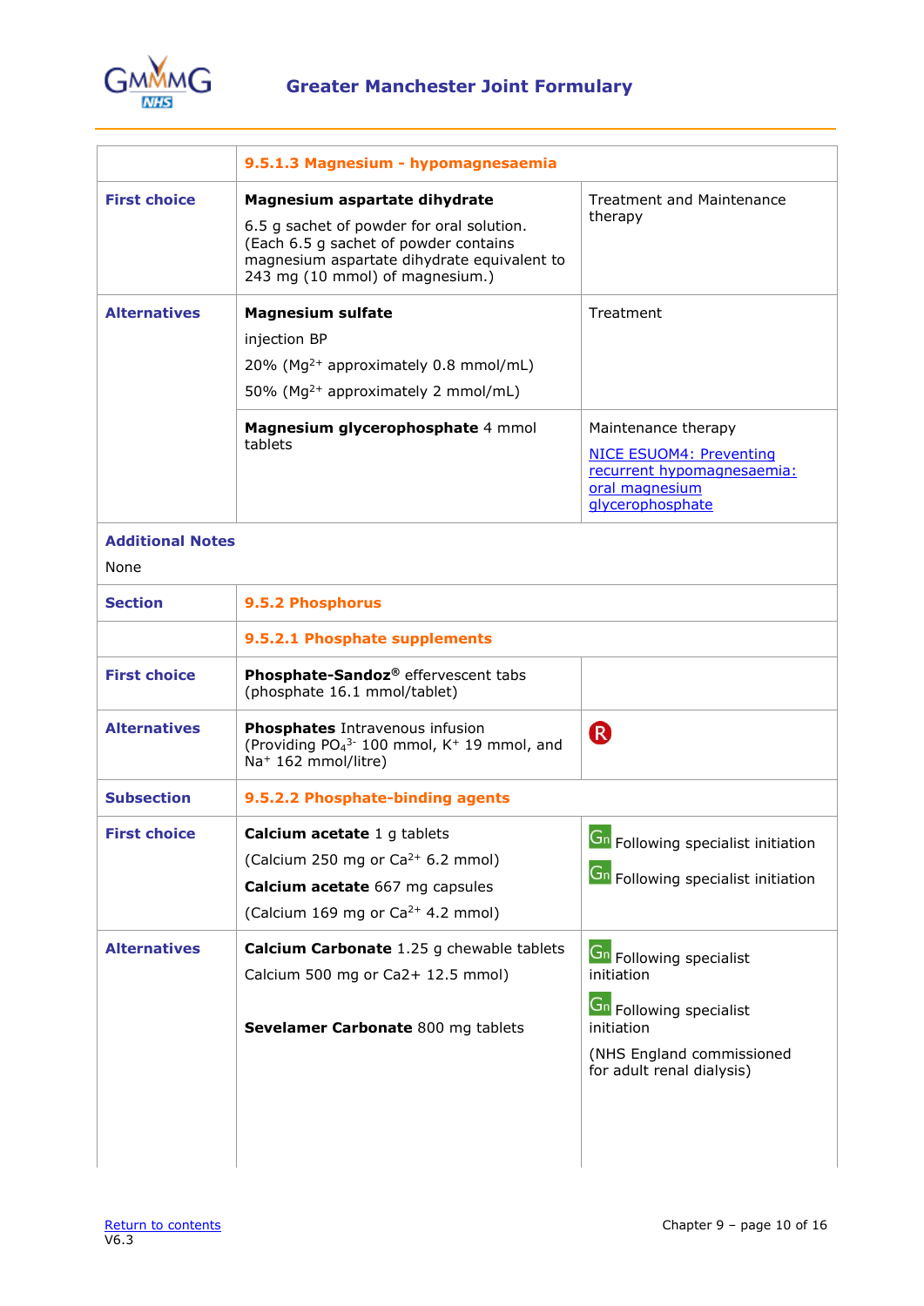| | 9.5.1.3 Magnesium - hypomagnesaemia | |
|---|---|---|
| **First choice** | **Magnesium aspartate dihydrate**<br>6.5 g sachet of powder for oral solution. (Each 6.5 g sachet of powder contains magnesium aspartate dihydrate equivalent to 243 mg (10 mmol) of magnesium.) | Treatment and Maintenance therapy |
| **Alternatives** | **Magnesium sulfate**<br>injection BP<br>20% ($Mg^{2+}$ approximately 0.8 mmol/mL)<br>50% ($Mg^{2+}$ approximately 2 mmol/mL) | Treatment |
| | **Magnesium glycerophosphate** 4 mmol tablets | Maintenance therapy<br>[NICE ESUOM4: Preventing recurrent hypomagnesaemia: oral magnesium glycerophosphate]() |
| **Additional Notes**<br>None | | |
| **Section** | 9.5.2 Phosphorus | |
| | 9.5.2.1 Phosphate supplements | |
| **First choice** | **Phosphate-Sandoz®** effervescent tabs (phosphate 16.1 mmol/tablet) | |
| **Alternatives** | **Phosphates** Intravenous infusion (Providing $PO_4^{3-}$ 100 mmol, $K^+$ 19 mmol, and $Na^+$ 162 mmol/litre) | R |
| **Subsection** | 9.5.2.2 Phosphate-binding agents | |
| **First choice** | **Calcium acetate** 1 g tablets<br>(Calcium 250 mg or $Ca^{2+}$ 6.2 mmol)<br>**Calcium acetate** 667 mg capsules<br>(Calcium 169 mg or $Ca^{2+}$ 4.2 mmol) | Gn Following specialist initiation<br>Gn Following specialist initiation |
| **Alternatives** | **Calcium Carbonate** 1.25 g chewable tablets<br>Calcium 500 mg or Ca2+ 12.5 mmol)<br><br>**Sevelamer Carbonate** 800 mg tablets | Gn Following specialist initiation<br>Gn Following specialist initiation<br>(NHS England commissioned for adult renal dialysis) |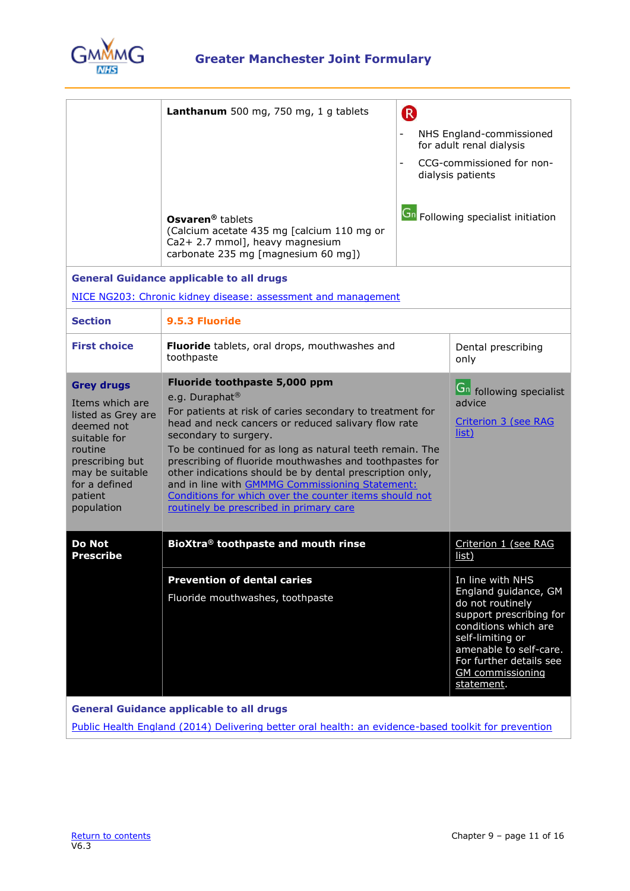| | | |
|---|---|---|
| | **Lanthanum** 500 mg, 750 mg, 1 g tablets | R<br>- NHS England-commissioned for adult renal dialysis<br>- CCG-commissioned for non-dialysis patients |
| | **Osvaren®** tablets<br>(Calcium acetate 435 mg [calcium 110 mg or $Ca^{2+}$ 2.7 mmol], heavy magnesium carbonate 235 mg [magnesium 60 mg]) | Gn Following specialist initiation |
| **General Guidance applicable to all drugs**<br>NICE NG203: Chronic kidney disease: assessment and management | | |

| | | |
|---|---|---|
| **Section** | **9.5.3 Fluoride** | |
| **First choice** | **Fluoride** tablets, oral drops, mouthwashes and toothpaste | Dental prescribing only |
| **Grey drugs**<br>Items which are listed as Grey are deemed not suitable for routine prescribing but may be suitable for a defined patient population | **Fluoride toothpaste 5,000 ppm**<br>e.g. Duraphat®<br>For patients at risk of caries secondary to treatment for head and neck cancers or reduced salivary flow rate secondary to surgery.<br>To be continued for as long as natural teeth remain. The prescribing of fluoride mouthwashes and toothpastes for other indications should be by dental prescription only, and in line with GMMMG Commissioning Statement: Conditions for which over the counter items should not routinely be prescribed in primary care | Gn following specialist advice<br>Criterion 3 (see RAG list) |
| **Do Not Prescribe** | **BioXtra® toothpaste and mouth rinse** | Criterion 1 (see RAG list) |
| | **Prevention of dental caries**<br>Fluoride mouthwashes, toothpaste | In line with NHS England guidance, GM do not routinely support prescribing for conditions which are self-limiting or amenable to self-care. For further details see GM commissioning statement. |
| **General Guidance applicable to all drugs**<br>Public Health England (2014) Delivering better oral health: an evidence-based toolkit for prevention | | |

Return to contents
V6.3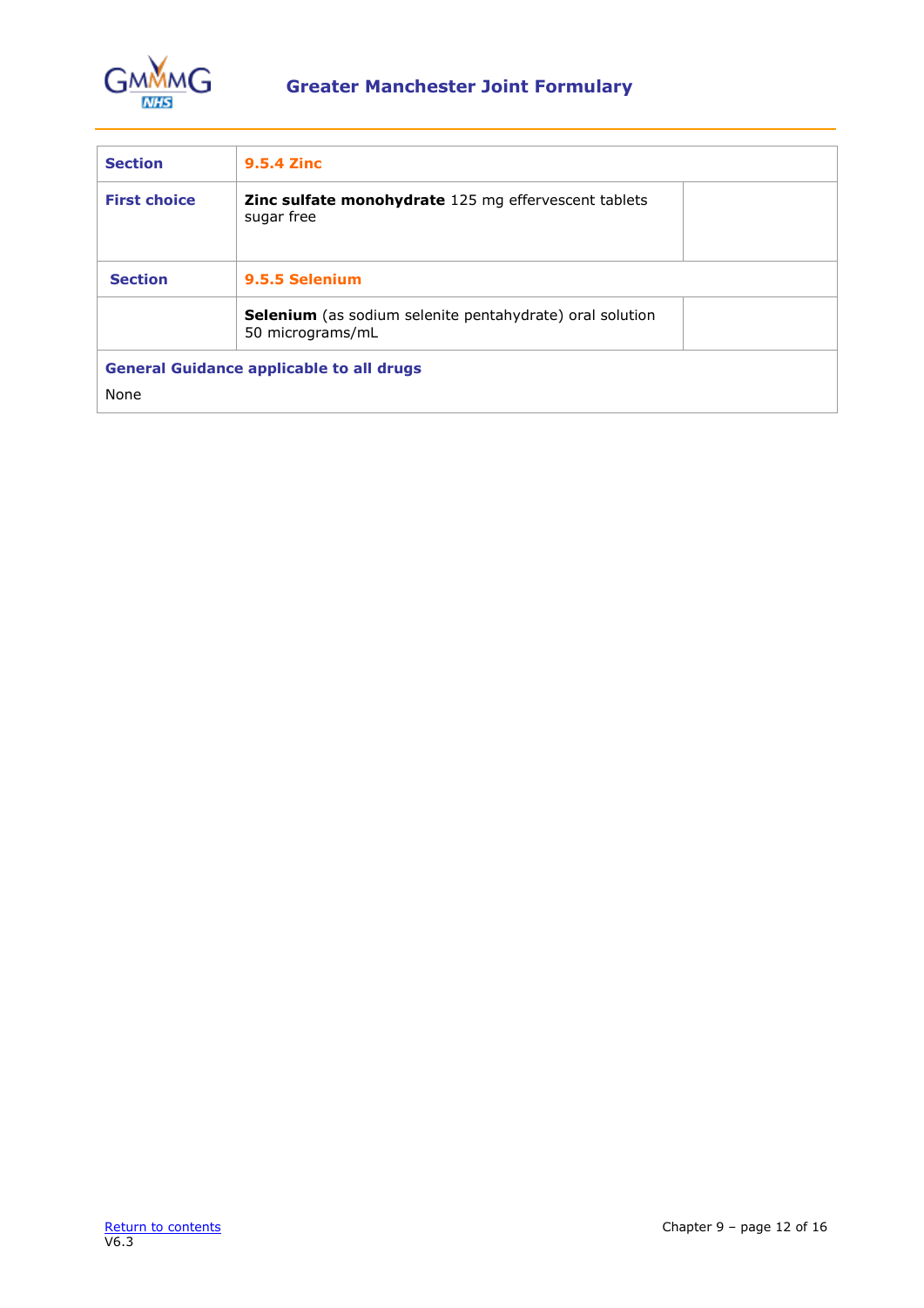| Section | 9.5.4 Zinc | |
|---|---|---|
| First choice | **Zinc sulfate monohydrate** 125 mg effervescent tablets sugar free | |
| Section | 9.5.5 Selenium | |
| | **Selenium** (as sodium selenite pentahydrate) oral solution 50 micrograms/mL | |

**General Guidance applicable to all drugs**

None

Return to contents
V6.3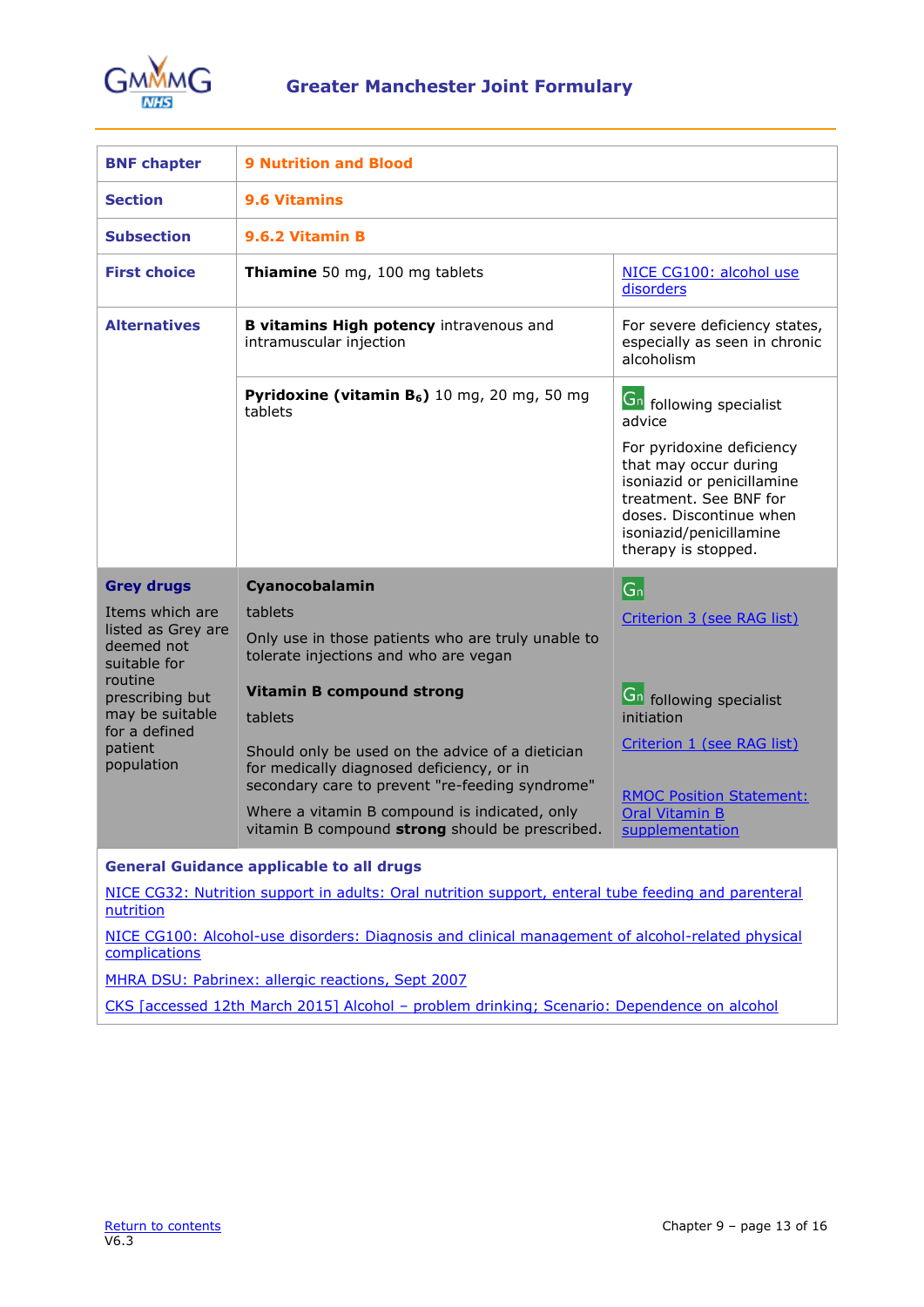| BNF chapter | 9 Nutrition and Blood | |
|---|---|---|
| Section | 9.6 Vitamins | |
| Subsection | 9.6.2 Vitamin B | |
| First choice | **Thiamine** 50 mg, 100 mg tablets | NICE CG100: alcohol use disorders |
| Alternatives | **B vitamins High potency** intravenous and intramuscular injection | For severe deficiency states, especially as seen in chronic alcoholism |
| | **Pyridoxine (vitamin $B_6$)** 10 mg, 20 mg, 50 mg tablets | Gn following specialist advice<br><br>For pyridoxine deficiency that may occur during isoniazid or penicillamine treatment. See BNF for doses. Discontinue when isoniazid/penicillamine therapy is stopped. |
| **Grey drugs**<br><br>Items which are listed as Grey are deemed not suitable for routine prescribing but may be suitable for a defined patient population | **Cyanocobalamin**<br><br>tablets<br><br>Only use in those patients who are truly unable to tolerate injections and who are vegan | Gn<br><br>Criterion 3 (see RAG list) |
| | **Vitamin B compound strong**<br><br>tablets<br><br>Should only be used on the advice of a dietician for medically diagnosed deficiency, or in secondary care to prevent "re-feeding syndrome"<br><br>Where a vitamin B compound is indicated, only vitamin B compound **strong** should be prescribed. | Gn following specialist initiation<br><br>Criterion 1 (see RAG list)<br><br>RMOC Position Statement: Oral Vitamin B supplementation |

**General Guidance applicable to all drugs**

NICE CG32: Nutrition support in adults: Oral nutrition support, enteral tube feeding and parenteral nutrition

NICE CG100: Alcohol-use disorders: Diagnosis and clinical management of alcohol-related physical complications

MHRA DSU: Pabrinex: allergic reactions, Sept 2007

CKS [accessed 12th March 2015] Alcohol – problem drinking; Scenario: Dependence on alcohol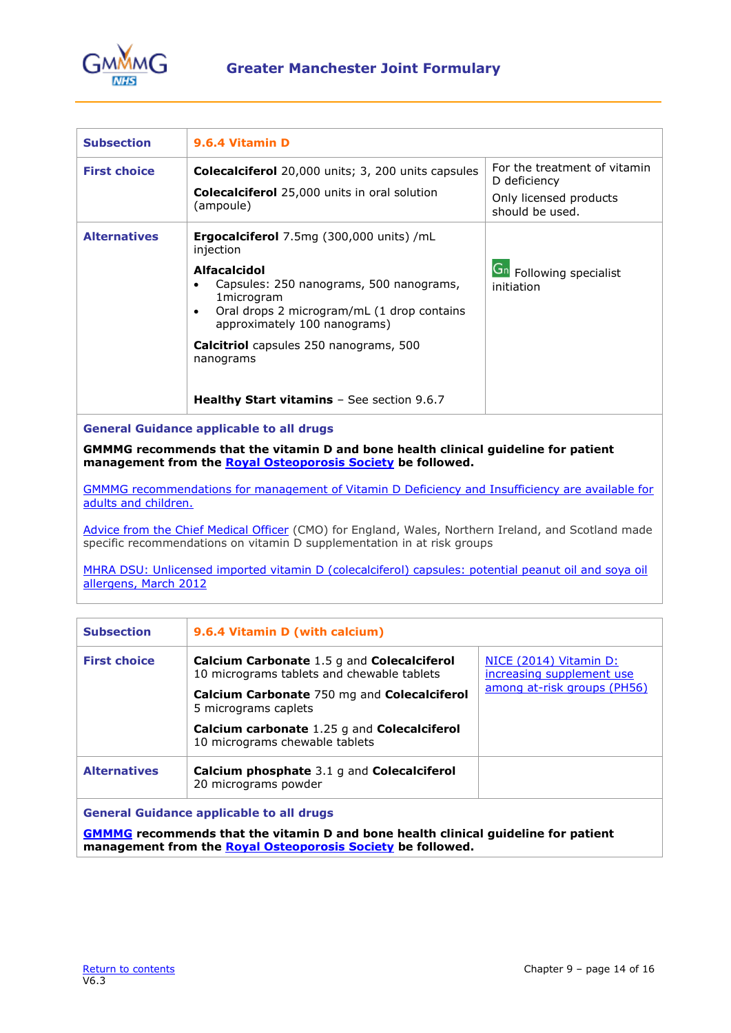| Subsection | 9.6.4 Vitamin D | |
|---|---|---|
| First choice | **Colecalciferol** 20,000 units; 3, 200 units capsules<br><br>**Colecalciferol** 25,000 units in oral solution (ampoule) | For the treatment of vitamin D deficiency<br><br>Only licensed products should be used. |
| Alternatives | **Ergocalciferol** 7.5mg (300,000 units) /mL injection<br><br>**Alfacalcidol**<br>• Capsules: 250 nanograms, 500 nanograms, 1microgram<br>• Oral drops 2 microgram/mL (1 drop contains approximately 100 nanograms)<br><br>**Calcitriol** capsules 250 nanograms, 500 nanograms<br><br>**Healthy Start vitamins** – See section 9.6.7 | Gn Following specialist initiation |

**General Guidance applicable to all drugs**

**GMMMG recommends that the vitamin D and bone health clinical guideline for patient management from the Royal Osteoporosis Society be followed.**

GMMMG recommendations for management of Vitamin D Deficiency and Insufficiency are available for adults and children.

Advice from the Chief Medical Officer (CMO) for England, Wales, Northern Ireland, and Scotland made specific recommendations on vitamin D supplementation in at risk groups

MHRA DSU: Unlicensed imported vitamin D (colecalciferol) capsules: potential peanut oil and soya oil allergens, March 2012

| Subsection | 9.6.4 Vitamin D (with calcium) | |
|---|---|---|
| First choice | **Calcium Carbonate** 1.5 g and **Colecalciferol** 10 micrograms tablets and chewable tablets<br><br>**Calcium Carbonate** 750 mg and **Colecalciferol** 5 micrograms caplets<br><br>**Calcium carbonate** 1.25 g and **Colecalciferol** 10 micrograms chewable tablets | NICE (2014) Vitamin D: increasing supplement use among at-risk groups (PH56) |
| Alternatives | **Calcium phosphate** 3.1 g and **Colecalciferol** 20 micrograms powder | |

**General Guidance applicable to all drugs**

**GMMMG recommends that the vitamin D and bone health clinical guideline for patient management from the Royal Osteoporosis Society be followed.**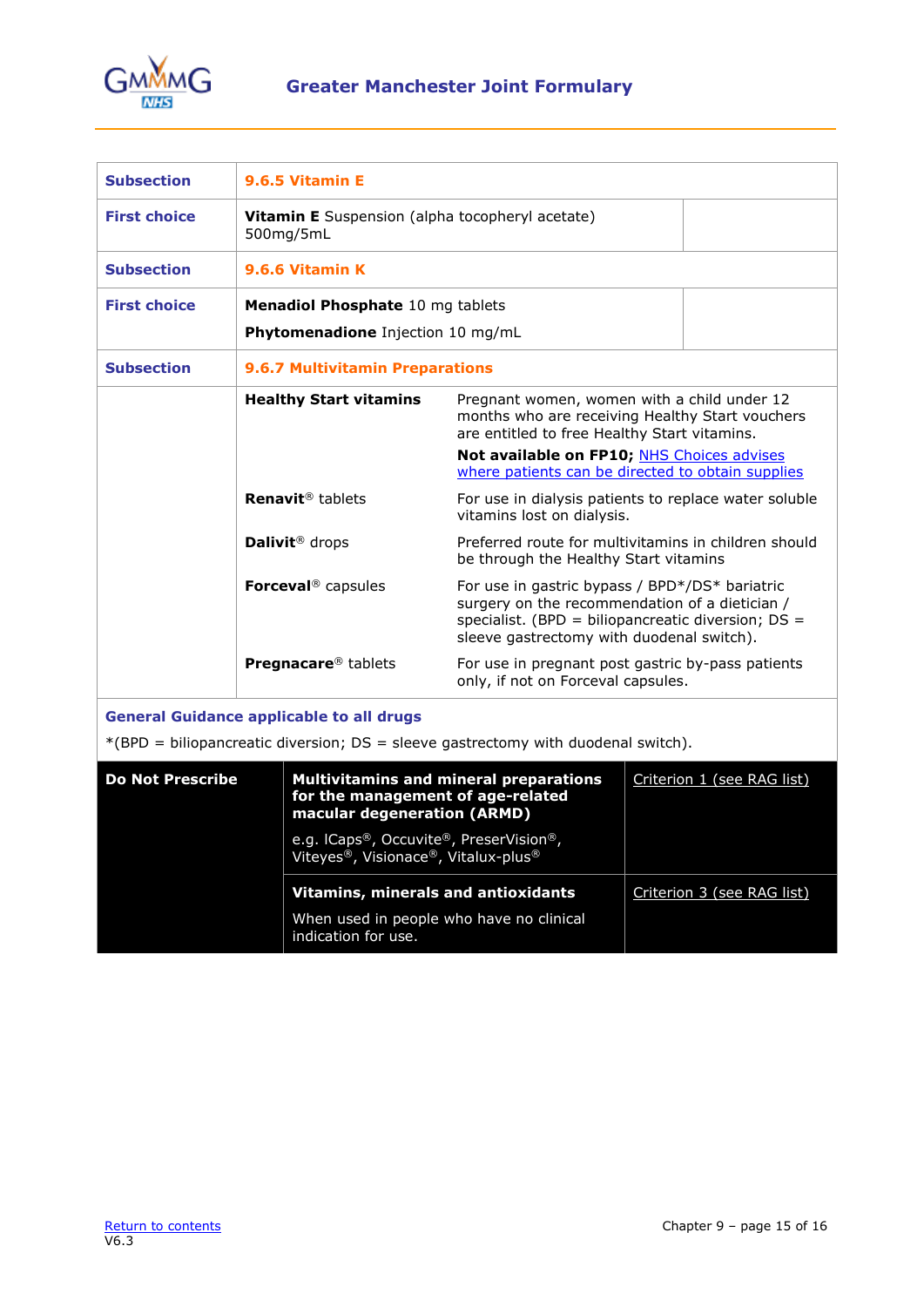| Subsection | 9.6.5 Vitamin E | |
|---|---|---|
| First choice | **Vitamin E** Suspension (alpha tocopheryl acetate) 500mg/5mL | |
| Subsection | 9.6.6 Vitamin K | |
| First choice | **Menadiol Phosphate** 10 mg tablets<br>**Phytomenadione** Injection 10 mg/mL | |
| Subsection | 9.6.7 Multivitamin Preparations | |
| | **Healthy Start vitamins** | Pregnant women, women with a child under 12 months who are receiving Healthy Start vouchers are entitled to free Healthy Start vitamins.<br>**Not available on FP10;** NHS Choices advises where patients can be directed to obtain supplies |
| | **Renavit**® tablets | For use in dialysis patients to replace water soluble vitamins lost on dialysis. |
| | **Dalivit**® drops | Preferred route for multivitamins in children should be through the Healthy Start vitamins |
| | **Forceval**® capsules | For use in gastric bypass / BPD*/DS* bariatric surgery on the recommendation of a dietician / specialist. (BPD = biliopancreatic diversion; DS = sleeve gastrectomy with duodenal switch). |
| | **Pregnacare**® tablets | For use in pregnant post gastric by-pass patients only, if not on Forceval capsules. |

**General Guidance applicable to all drugs**

*(BPD = biliopancreatic diversion; DS = sleeve gastrectomy with duodenal switch).

| Do Not Prescribe | | |
|---|---|---|
| | **Multivitamins and mineral preparations for the management of age-related macular degeneration (ARMD)**<br>e.g. ICaps®, Occuvite®, PreserVision®, Viteyes®, Visionace®, Vitalux-plus® | Criterion 1 (see RAG list) |
| | **Vitamins, minerals and antioxidants**<br>When used in people who have no clinical indication for use. | Criterion 3 (see RAG list) |

Return to contents
V6.3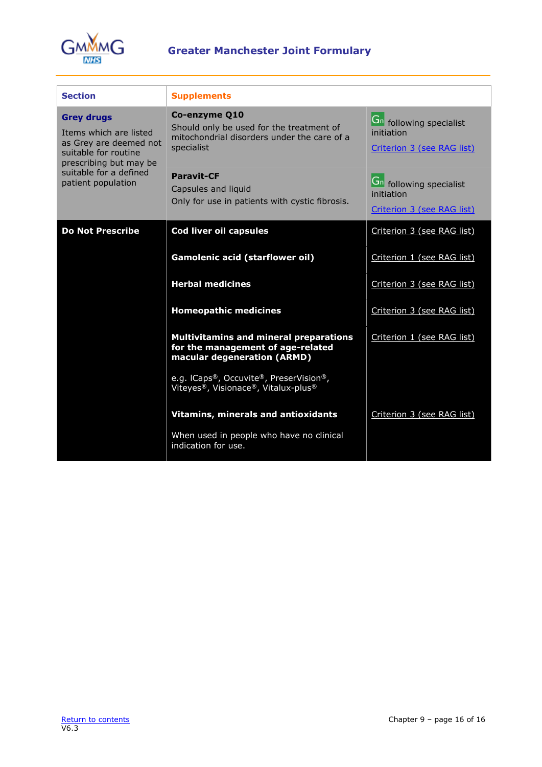| Section | Supplements | |
|---|---|---|
| **Grey drugs**<br>Items which are listed as Grey are deemed not suitable for routine prescribing but may be suitable for a defined patient population | **Co-enzyme Q10**<br>Should only be used for the treatment of mitochondrial disorders under the care of a specialist | Gn following specialist initiation<br>Criterion 3 (see RAG list) |
| | **Paravit-CF**<br>Capsules and liquid<br>Only for use in patients with cystic fibrosis. | Gn following specialist initiation<br>Criterion 3 (see RAG list) |
| **Do Not Prescribe** | **Cod liver oil capsules** | Criterion 3 (see RAG list) |
| | **Gamolenic acid (starflower oil)** | Criterion 1 (see RAG list) |
| | **Herbal medicines** | Criterion 3 (see RAG list) |
| | **Homeopathic medicines** | Criterion 3 (see RAG list) |
| | **Multivitamins and mineral preparations for the management of age-related macular degeneration (ARMD)**<br>e.g. ICaps®, Occuvite®, PreserVision®, Viteyes®, Visionace®, Vitalux-plus® | Criterion 1 (see RAG list) |
| | **Vitamins, minerals and antioxidants**<br>When used in people who have no clinical indication for use. | Criterion 3 (see RAG list) |

Return to contents
V6.3